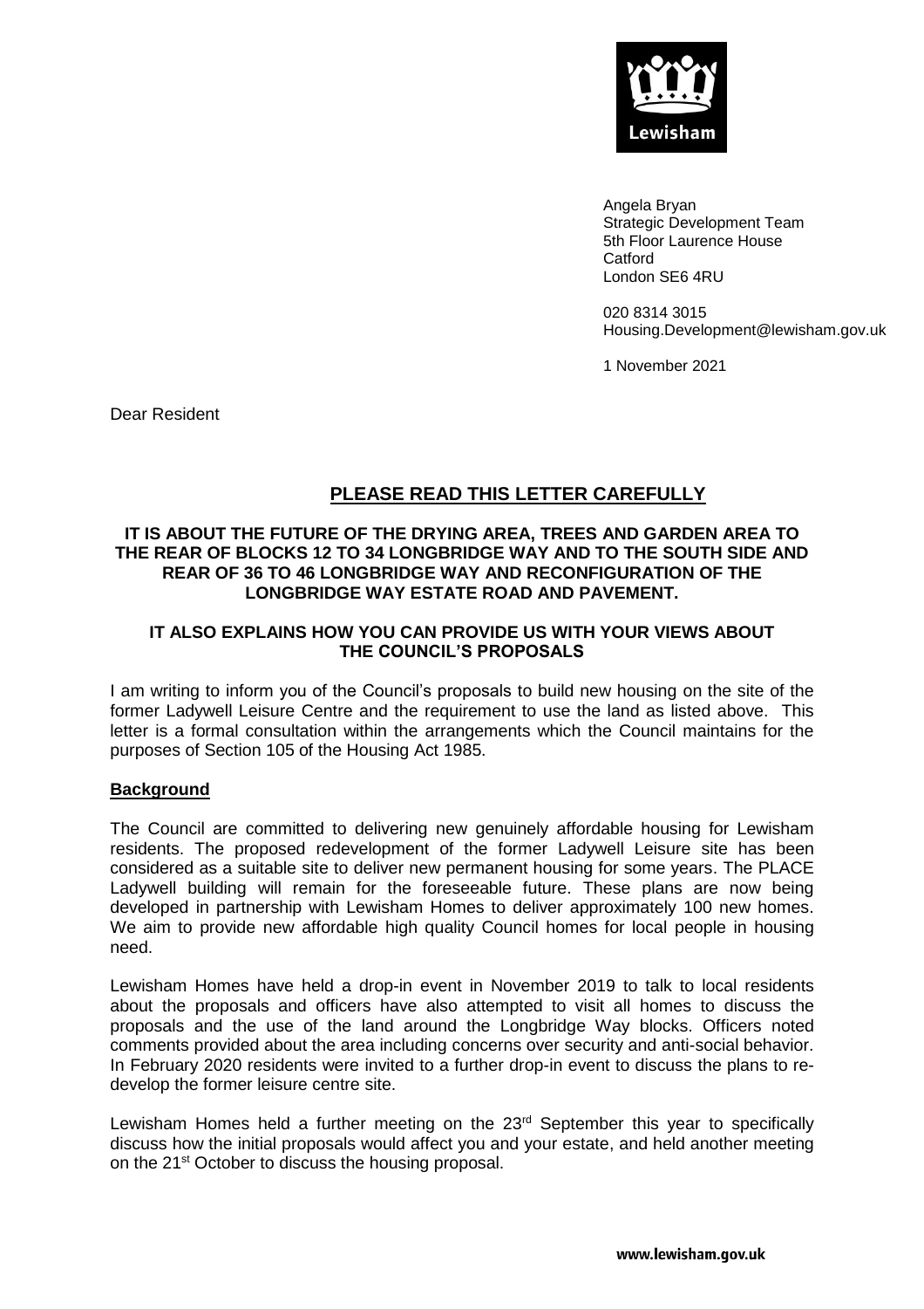Angela Bryan
Strategic Development Team
5th Floor Laurence House
Catford
London SE6 4RU

020 8314 3015
Housing.Development@lewisham.gov.uk

1 November 2021

Dear Resident

## PLEASE READ THIS LETTER CAREFULLY

**IT IS ABOUT THE FUTURE OF THE DRYING AREA, TREES AND GARDEN AREA TO THE REAR OF BLOCKS 12 TO 34 LONGBRIDGE WAY AND TO THE SOUTH SIDE AND REAR OF 36 TO 46 LONGBRIDGE WAY AND RECONFIGURATION OF THE LONGBRIDGE WAY ESTATE ROAD AND PAVEMENT.**

**IT ALSO EXPLAINS HOW YOU CAN PROVIDE US WITH YOUR VIEWS ABOUT THE COUNCIL'S PROPOSALS**

I am writing to inform you of the Council's proposals to build new housing on the site of the former Ladywell Leisure Centre and the requirement to use the land as listed above. This letter is a formal consultation within the arrangements which the Council maintains for the purposes of Section 105 of the Housing Act 1985.

### Background

The Council are committed to delivering new genuinely affordable housing for Lewisham residents. The proposed redevelopment of the former Ladywell Leisure site has been considered as a suitable site to deliver new permanent housing for some years. The PLACE Ladywell building will remain for the foreseeable future. These plans are now being developed in partnership with Lewisham Homes to deliver approximately 100 new homes. We aim to provide new affordable high quality Council homes for local people in housing need.

Lewisham Homes have held a drop-in event in November 2019 to talk to local residents about the proposals and officers have also attempted to visit all homes to discuss the proposals and the use of the land around the Longbridge Way blocks. Officers noted comments provided about the area including concerns over security and anti-social behavior. In February 2020 residents were invited to a further drop-in event to discuss the plans to re-develop the former leisure centre site.

Lewisham Homes held a further meeting on the 23rd September this year to specifically discuss how the initial proposals would affect you and your estate, and held another meeting on the 21st October to discuss the housing proposal.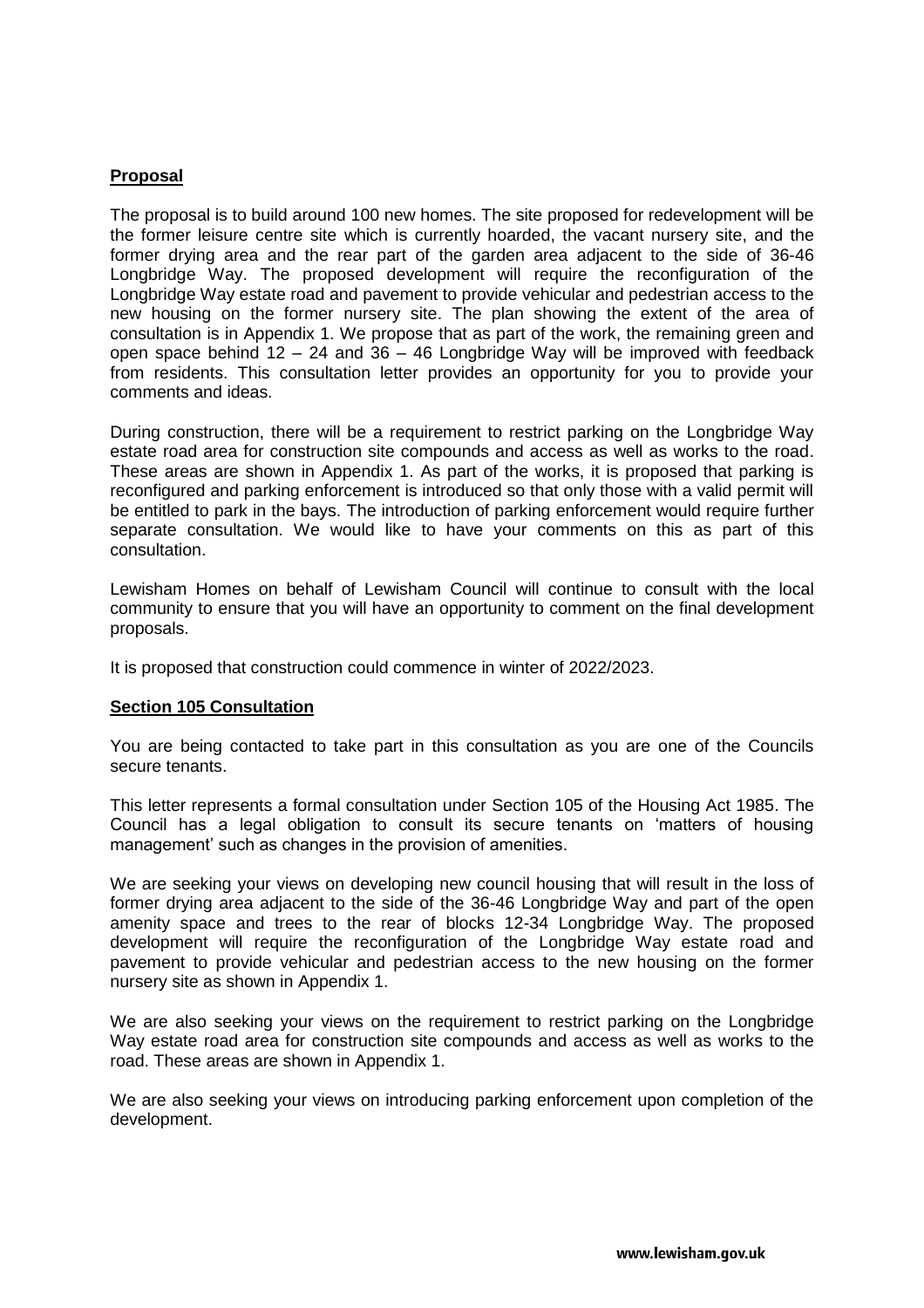## Proposal

The proposal is to build around 100 new homes. The site proposed for redevelopment will be the former leisure centre site which is currently hoarded, the vacant nursery site, and the former drying area and the rear part of the garden area adjacent to the side of 36-46 Longbridge Way. The proposed development will require the reconfiguration of the Longbridge Way estate road and pavement to provide vehicular and pedestrian access to the new housing on the former nursery site. The plan showing the extent of the area of consultation is in Appendix 1. We propose that as part of the work, the remaining green and open space behind 12 – 24 and 36 – 46 Longbridge Way will be improved with feedback from residents. This consultation letter provides an opportunity for you to provide your comments and ideas.

During construction, there will be a requirement to restrict parking on the Longbridge Way estate road area for construction site compounds and access as well as works to the road. These areas are shown in Appendix 1. As part of the works, it is proposed that parking is reconfigured and parking enforcement is introduced so that only those with a valid permit will be entitled to park in the bays. The introduction of parking enforcement would require further separate consultation. We would like to have your comments on this as part of this consultation.

Lewisham Homes on behalf of Lewisham Council will continue to consult with the local community to ensure that you will have an opportunity to comment on the final development proposals.

It is proposed that construction could commence in winter of 2022/2023.

## Section 105 Consultation

You are being contacted to take part in this consultation as you are one of the Councils secure tenants.

This letter represents a formal consultation under Section 105 of the Housing Act 1985. The Council has a legal obligation to consult its secure tenants on 'matters of housing management' such as changes in the provision of amenities.

We are seeking your views on developing new council housing that will result in the loss of former drying area adjacent to the side of the 36-46 Longbridge Way and part of the open amenity space and trees to the rear of blocks 12-34 Longbridge Way. The proposed development will require the reconfiguration of the Longbridge Way estate road and pavement to provide vehicular and pedestrian access to the new housing on the former nursery site as shown in Appendix 1.

We are also seeking your views on the requirement to restrict parking on the Longbridge Way estate road area for construction site compounds and access as well as works to the road. These areas are shown in Appendix 1.

We are also seeking your views on introducing parking enforcement upon completion of the development.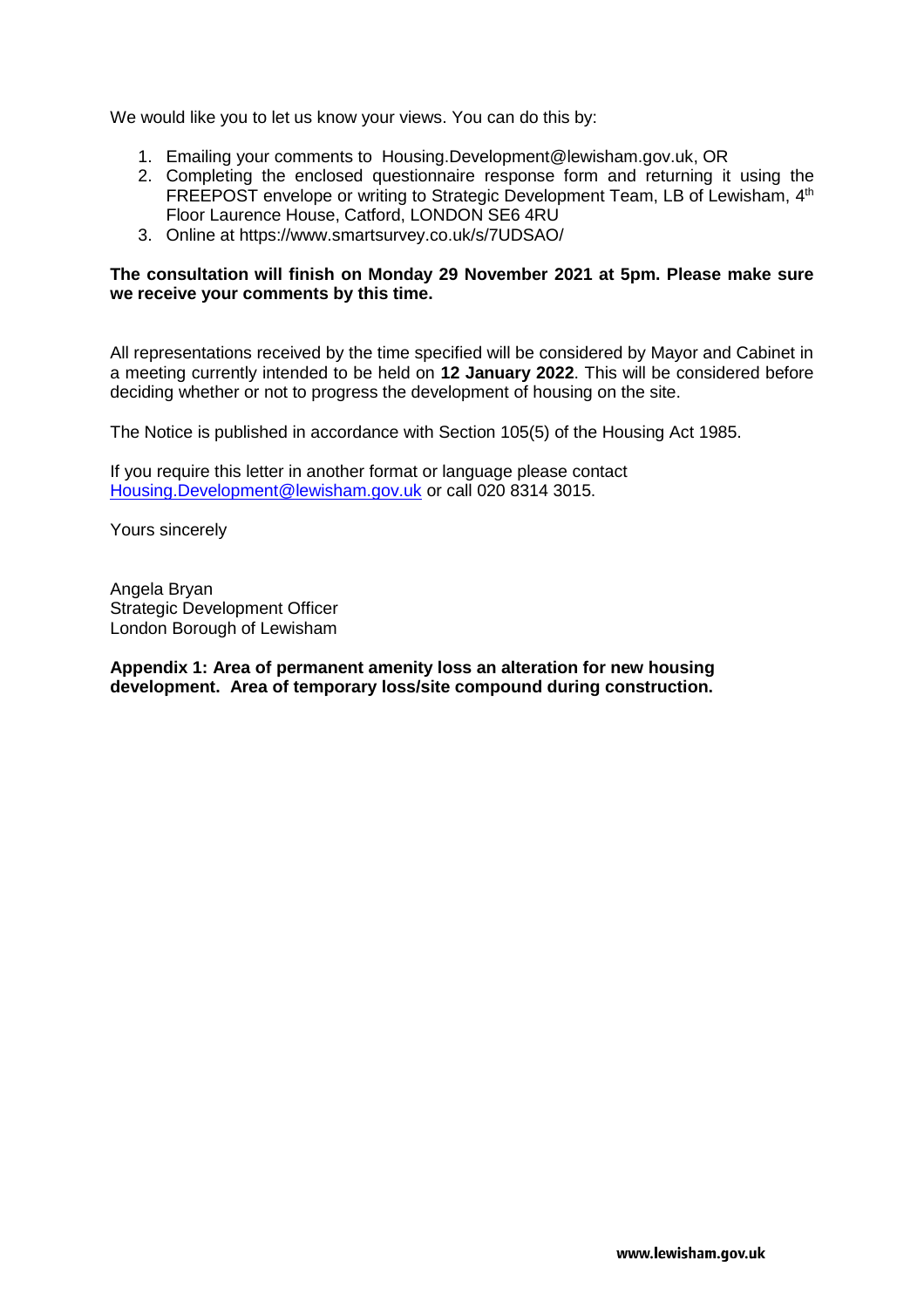We would like you to let us know your views. You can do this by:

1. Emailing your comments to Housing.Development@lewisham.gov.uk, OR
2. Completing the enclosed questionnaire response form and returning it using the FREEPOST envelope or writing to Strategic Development Team, LB of Lewisham, 4th Floor Laurence House, Catford, LONDON SE6 4RU
3. Online at https://www.smartsurvey.co.uk/s/7UDSAO/

**The consultation will finish on Monday 29 November 2021 at 5pm. Please make sure we receive your comments by this time.**

All representations received by the time specified will be considered by Mayor and Cabinet in a meeting currently intended to be held on **12 January 2022**. This will be considered before deciding whether or not to progress the development of housing on the site.

The Notice is published in accordance with Section 105(5) of the Housing Act 1985.

If you require this letter in another format or language please contact Housing.Development@lewisham.gov.uk or call 020 8314 3015.

Yours sincerely

Angela Bryan
Strategic Development Officer
London Borough of Lewisham

**Appendix 1: Area of permanent amenity loss an alteration for new housing development. Area of temporary loss/site compound during construction.**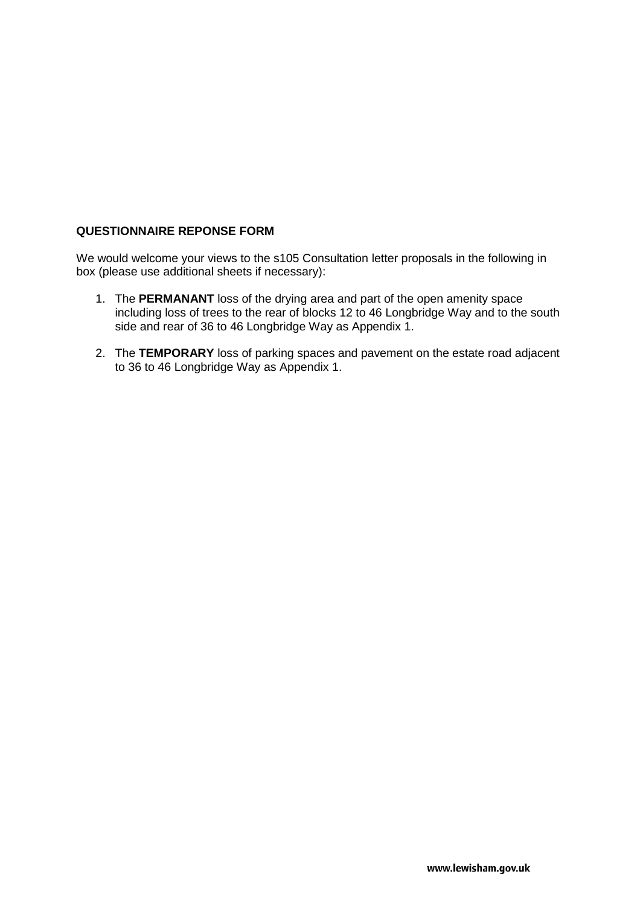**QUESTIONNAIRE REPONSE FORM**

We would welcome your views to the s105 Consultation letter proposals in the following in box (please use additional sheets if necessary):

1. The **PERMANANT** loss of the drying area and part of the open amenity space including loss of trees to the rear of blocks 12 to 46 Longbridge Way and to the south side and rear of 36 to 46 Longbridge Way as Appendix 1.
2. The **TEMPORARY** loss of parking spaces and pavement on the estate road adjacent to 36 to 46 Longbridge Way as Appendix 1.

www.lewisham.gov.uk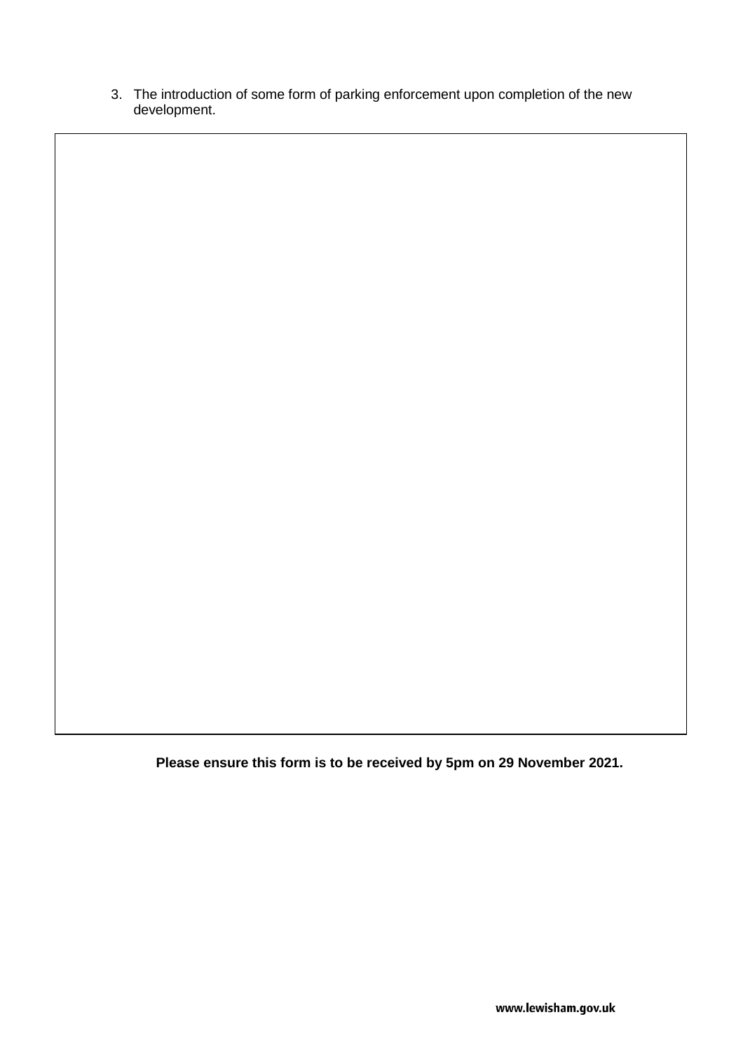3. The introduction of some form of parking enforcement upon completion of the new development.

**Please ensure this form is to be received by 5pm on 29 November 2021.**